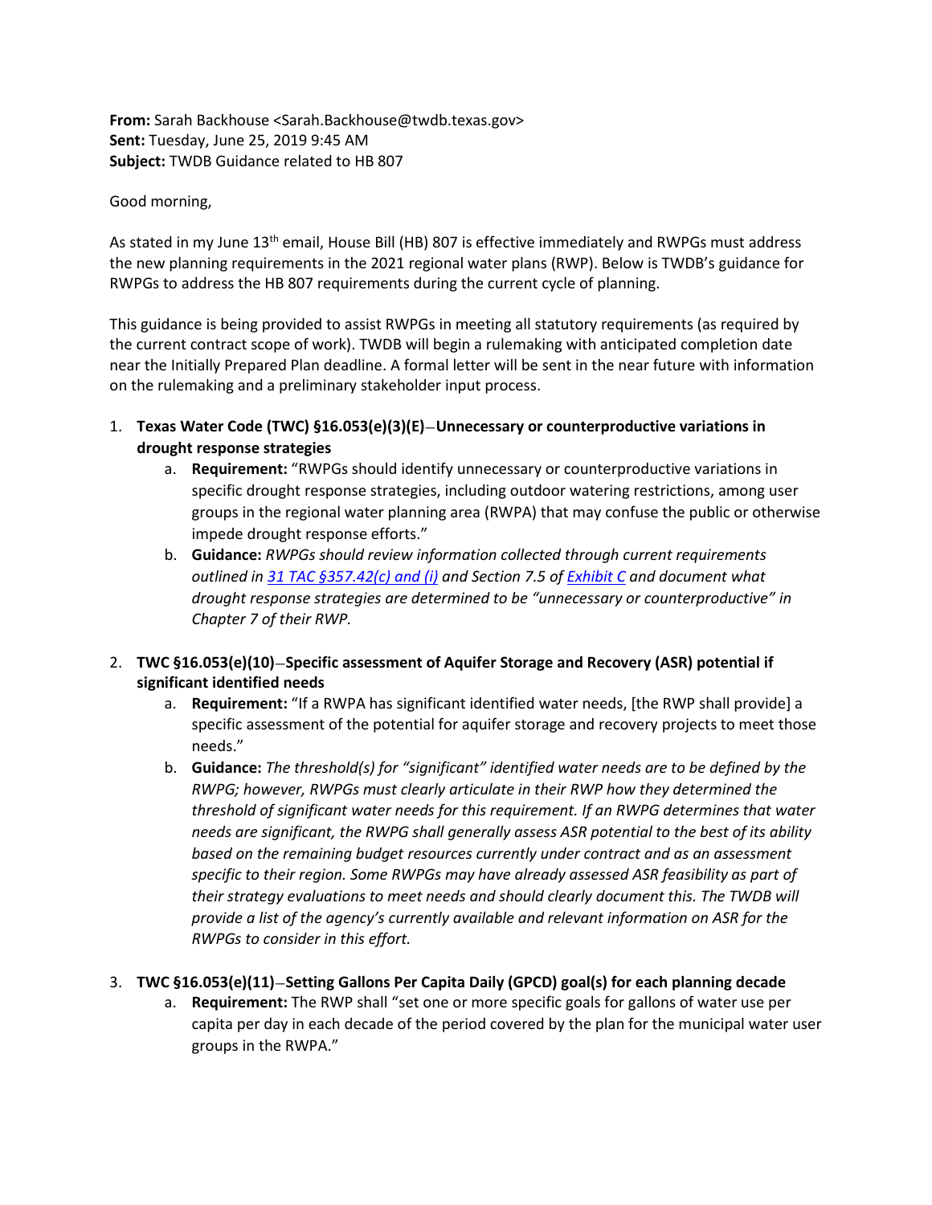**From:** Sarah Backhouse <Sarah.Backhouse@twdb.texas.gov>
**Sent:** Tuesday, June 25, 2019 9:45 AM
**Subject:** TWDB Guidance related to HB 807

Good morning,

As stated in my June 13th email, House Bill (HB) 807 is effective immediately and RWPGs must address the new planning requirements in the 2021 regional water plans (RWP). Below is TWDB's guidance for RWPGs to address the HB 807 requirements during the current cycle of planning.

This guidance is being provided to assist RWPGs in meeting all statutory requirements (as required by the current contract scope of work). TWDB will begin a rulemaking with anticipated completion date near the Initially Prepared Plan deadline. A formal letter will be sent in the near future with information on the rulemaking and a preliminary stakeholder input process.

1. **Texas Water Code (TWC) §16.053(e)(3)(E)–Unnecessary or counterproductive variations in drought response strategies**
   a. **Requirement:** "RWPGs should identify unnecessary or counterproductive variations in specific drought response strategies, including outdoor watering restrictions, among user groups in the regional water planning area (RWPA) that may confuse the public or otherwise impede drought response efforts."
   b. **Guidance:** *RWPGs should review information collected through current requirements outlined in 31 TAC §357.42(c) and (i) and Section 7.5 of Exhibit C and document what drought response strategies are determined to be "unnecessary or counterproductive" in Chapter 7 of their RWP.*

2. **TWC §16.053(e)(10)–Specific assessment of Aquifer Storage and Recovery (ASR) potential if significant identified needs**
   a. **Requirement:** "If a RWPA has significant identified water needs, [the RWP shall provide] a specific assessment of the potential for aquifer storage and recovery projects to meet those needs."
   b. **Guidance:** *The threshold(s) for "significant" identified water needs are to be defined by the RWPG; however, RWPGs must clearly articulate in their RWP how they determined the threshold of significant water needs for this requirement. If an RWPG determines that water needs are significant, the RWPG shall generally assess ASR potential to the best of its ability based on the remaining budget resources currently under contract and as an assessment specific to their region. Some RWPGs may have already assessed ASR feasibility as part of their strategy evaluations to meet needs and should clearly document this. The TWDB will provide a list of the agency's currently available and relevant information on ASR for the RWPGs to consider in this effort.*

3. **TWC §16.053(e)(11)–Setting Gallons Per Capita Daily (GPCD) goal(s) for each planning decade**
   a. **Requirement:** The RWP shall "set one or more specific goals for gallons of water use per capita per day in each decade of the period covered by the plan for the municipal water user groups in the RWPA."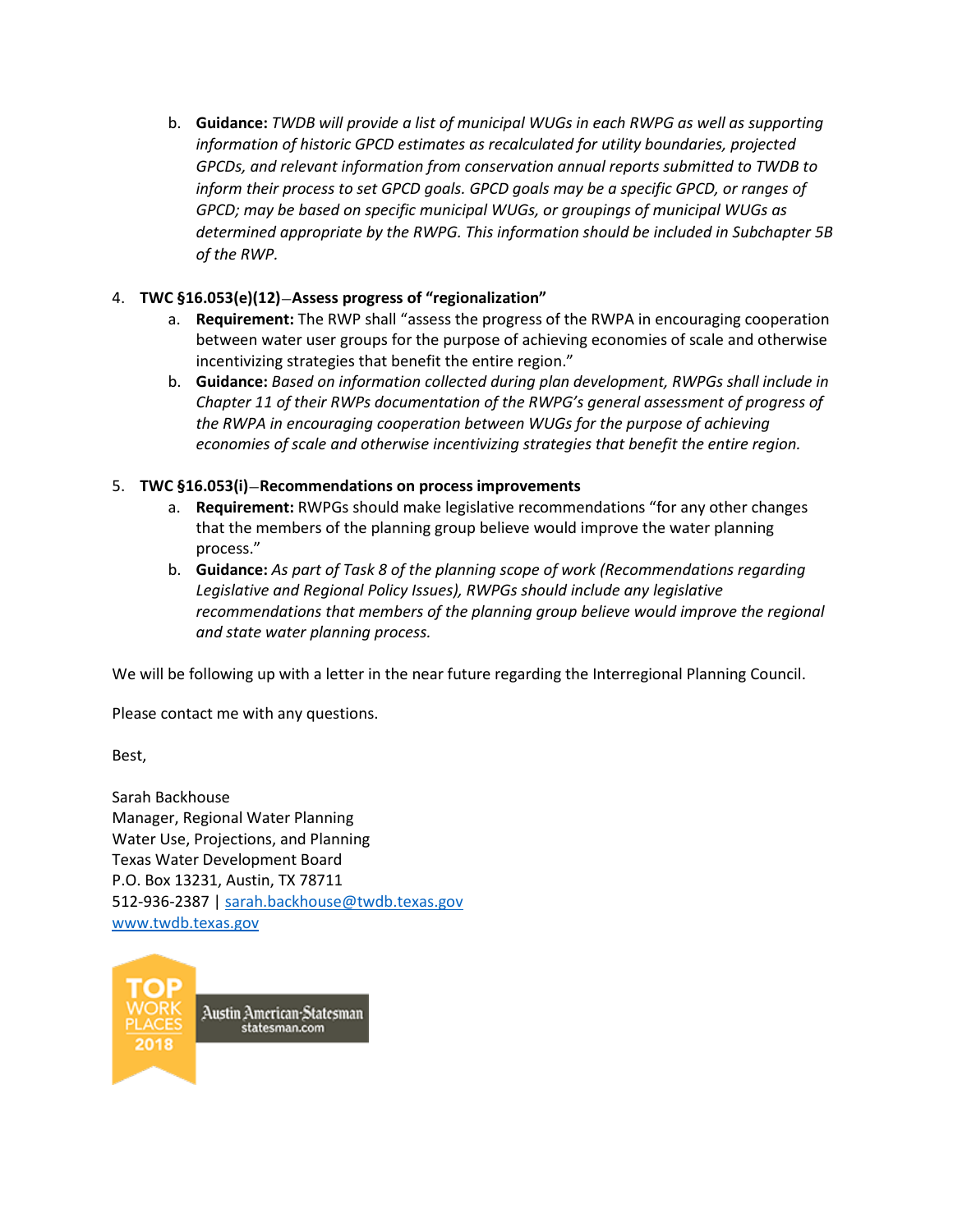b. **Guidance:** *TWDB will provide a list of municipal WUGs in each RWPG as well as supporting information of historic GPCD estimates as recalculated for utility boundaries, projected GPCDs, and relevant information from conservation annual reports submitted to TWDB to inform their process to set GPCD goals. GPCD goals may be a specific GPCD, or ranges of GPCD; may be based on specific municipal WUGs, or groupings of municipal WUGs as determined appropriate by the RWPG. This information should be included in Subchapter 5B of the RWP.*

4. **TWC §16.053(e)(12)—Assess progress of "regionalization"**
   a. **Requirement:** The RWP shall "assess the progress of the RWPA in encouraging cooperation between water user groups for the purpose of achieving economies of scale and otherwise incentivizing strategies that benefit the entire region."
   b. **Guidance:** *Based on information collected during plan development, RWPGs shall include in Chapter 11 of their RWPs documentation of the RWPG's general assessment of progress of the RWPA in encouraging cooperation between WUGs for the purpose of achieving economies of scale and otherwise incentivizing strategies that benefit the entire region.*

5. **TWC §16.053(i)—Recommendations on process improvements**
   a. **Requirement:** RWPGs should make legislative recommendations "for any other changes that the members of the planning group believe would improve the water planning process."
   b. **Guidance:** *As part of Task 8 of the planning scope of work (Recommendations regarding Legislative and Regional Policy Issues), RWPGs should include any legislative recommendations that members of the planning group believe would improve the regional and state water planning process.*

We will be following up with a letter in the near future regarding the Interregional Planning Council.

Please contact me with any questions.

Best,

Sarah Backhouse
Manager, Regional Water Planning
Water Use, Projections, and Planning
Texas Water Development Board
P.O. Box 13231, Austin, TX 78711
512-936-2387 | sarah.backhouse@twdb.texas.gov
www.twdb.texas.gov

TOP WORK PLACES 2018 Austin American-Statesman statesman.com